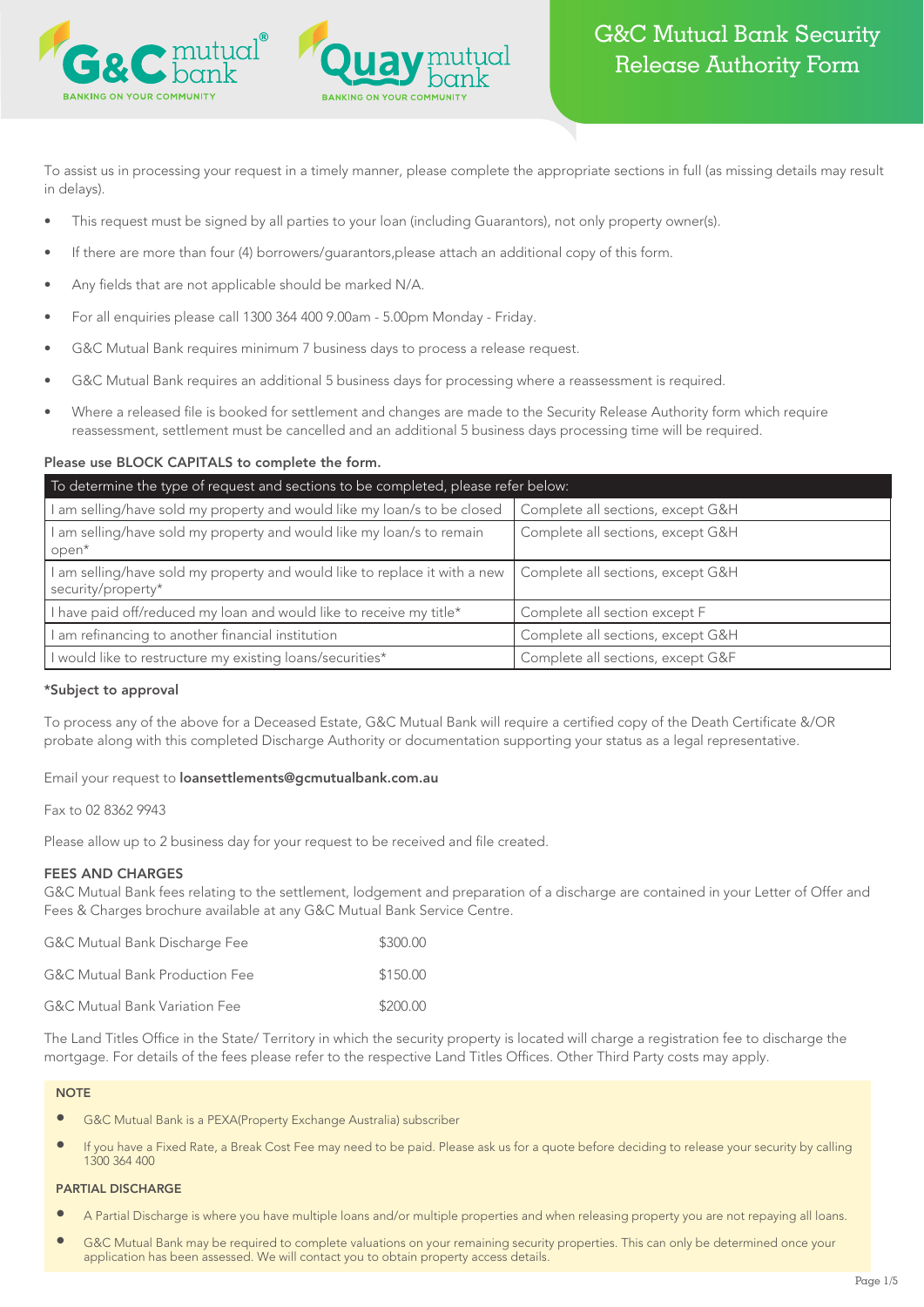# G&C Mutual Bank Security Release Authority Form

To assist us in processing your request in a timely manner, please complete the appropriate sections in full (as missing details may result in delays).

- This request must be signed by all parties to your loan (including Guarantors), not only property owner(s).
- If there are more than four (4) borrowers/guarantors,please attach an additional copy of this form.
- Any fields that are not applicable should be marked N/A.
- For all enquiries please call 1300 364 400 9.00am - 5.00pm Monday - Friday.
- G&C Mutual Bank requires minimum 7 business days to process a release request.
- G&C Mutual Bank requires an additional 5 business days for processing where a reassessment is required.
- Where a released file is booked for settlement and changes are made to the Security Release Authority form which require reassessment, settlement must be cancelled and an additional 5 business days processing time will be required.

**Please use BLOCK CAPITALS to complete the form.**

| To determine the type of request and sections to be completed, please refer below: | |
|---|---|
| I am selling/have sold my property and would like my loan/s to be closed | Complete all sections, except G&H |
| I am selling/have sold my property and would like my loan/s to remain open* | Complete all sections, except G&H |
| I am selling/have sold my property and would like to replace it with a new security/property* | Complete all sections, except G&H |
| I have paid off/reduced my loan and would like to receive my title* | Complete all section except F |
| I am refinancing to another financial institution | Complete all sections, except G&H |
| I would like to restructure my existing loans/securities* | Complete all sections, except G&F |

**\*Subject to approval**

To process any of the above for a Deceased Estate, G&C Mutual Bank will require a certified copy of the Death Certificate &/OR probate along with this completed Discharge Authority or documentation supporting your status as a legal representative.

Email your request to **loansettlements@gcmutualbank.com.au**

Fax to 02 8362 9943

Please allow up to 2 business day for your request to be received and file created.

**FEES AND CHARGES**

G&C Mutual Bank fees relating to the settlement, lodgement and preparation of a discharge are contained in your Letter of Offer and Fees & Charges brochure available at any G&C Mutual Bank Service Centre.

| | |
|---|---|
| G&C Mutual Bank Discharge Fee | $300.00 |
| G&C Mutual Bank Production Fee | $150.00 |
| G&C Mutual Bank Variation Fee | $200.00 |

The Land Titles Office in the State/ Territory in which the security property is located will charge a registration fee to discharge the mortgage. For details of the fees please refer to the respective Land Titles Offices. Other Third Party costs may apply.

**NOTE**

- G&C Mutual Bank is a PEXA(Property Exchange Australia) subscriber
- If you have a Fixed Rate, a Break Cost Fee may need to be paid. Please ask us for a quote before deciding to release your security by calling 1300 364 400

**PARTIAL DISCHARGE**

- A Partial Discharge is where you have multiple loans and/or multiple properties and when releasing property you are not repaying all loans.
- G&C Mutual Bank may be required to complete valuations on your remaining security properties. This can only be determined once your application has been assessed. We will contact you to obtain property access details.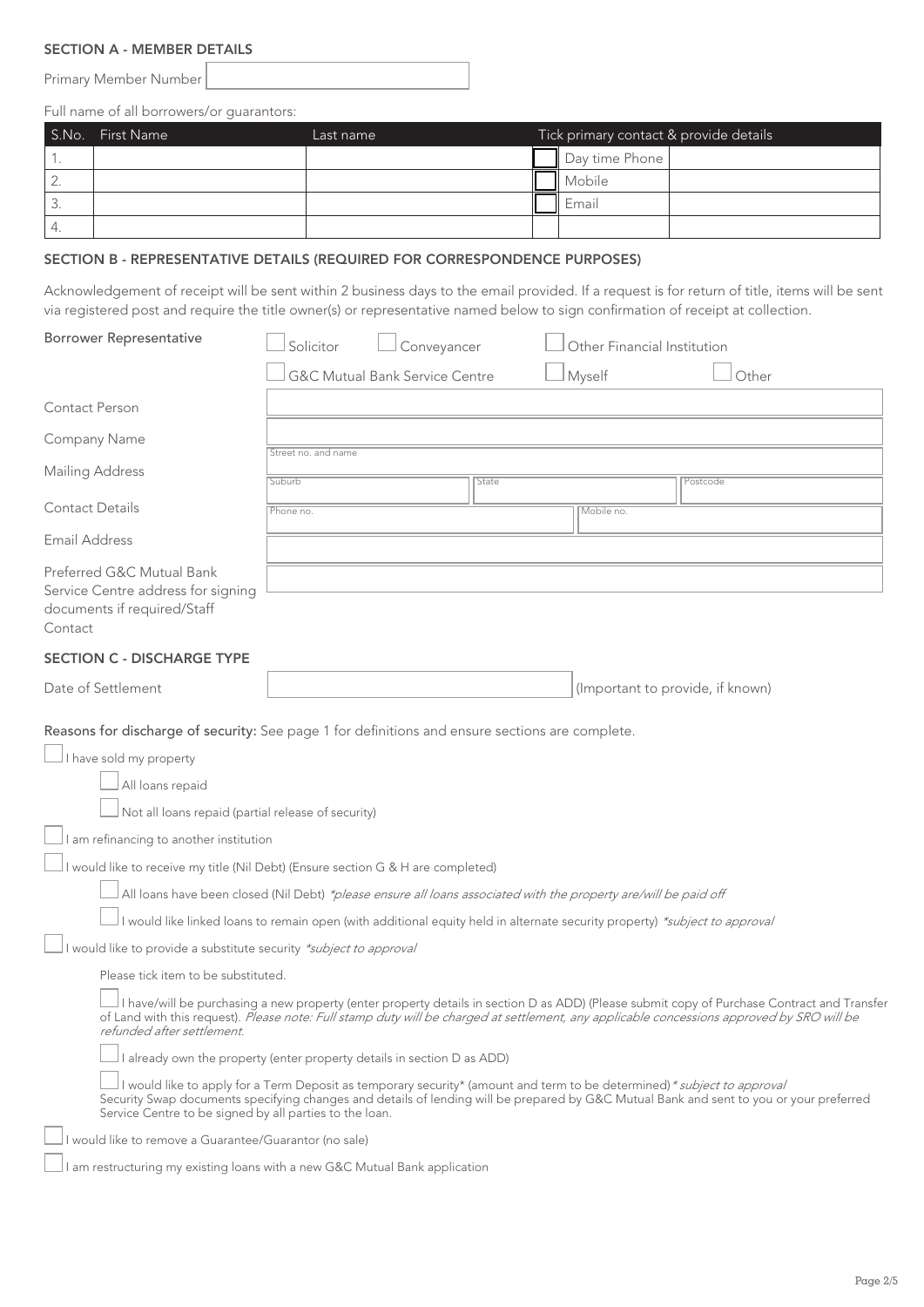## SECTION A - MEMBER DETAILS

Primary Member Number

Full name of all borrowers/or guarantors:

| S.No. | First Name | Last name | Tick primary contact & provide details | | |
|---|---|---|---|---|---|
| 1. | | | ☐ | Day time Phone | |
| 2. | | | ☐ | Mobile | |
| 3. | | | ☐ | Email | |
| 4. | | | | | |

## SECTION B - REPRESENTATIVE DETAILS (REQUIRED FOR CORRESPONDENCE PURPOSES)

Acknowledgement of receipt will be sent within 2 business days to the email provided. If a request is for return of title, items will be sent via registered post and require the title owner(s) or representative named below to sign confirmation of receipt at collection.

Borrower Representative
- ☐ Solicitor
- ☐ Conveyancer
- ☐ Other Financial Institution
- ☐ G&C Mutual Bank Service Centre
- ☐ Myself
- ☐ Other

Contact Person

Company Name

Mailing Address: Street no. and name / Suburb / State / Postcode

Contact Details: Phone no. / Mobile no.

Email Address

Preferred G&C Mutual Bank Service Centre address for signing documents if required/Staff Contact

## SECTION C - DISCHARGE TYPE

Date of Settlement (Important to provide, if known)

**Reasons for discharge of security:** See page 1 for definitions and ensure sections are complete.

- ☐ I have sold my property
  - ☐ All loans repaid
  - ☐ Not all loans repaid (partial release of security)
- ☐ I am refinancing to another institution
- ☐ I would like to receive my title (Nil Debt) (Ensure section G & H are completed)
  - ☐ All loans have been closed (Nil Debt) *\*please ensure all loans associated with the property are/will be paid off*
  - ☐ I would like linked loans to remain open (with additional equity held in alternate security property) *\*subject to approval*
- ☐ I would like to provide a substitute security *\*subject to approval*

  Please tick item to be substituted.

  - ☐ I have/will be purchasing a new property (enter property details in section D as ADD) (Please submit copy of Purchase Contract and Transfer of Land with this request). *Please note: Full stamp duty will be charged at settlement, any applicable concessions approved by SRO will be refunded after settlement.*
  - ☐ I already own the property (enter property details in section D as ADD)
  - ☐ I would like to apply for a Term Deposit as temporary security* (amount and term to be determined) *\* subject to approval*
    Security Swap documents specifying changes and details of lending will be prepared by G&C Mutual Bank and sent to you or your preferred Service Centre to be signed by all parties to the loan.
- ☐ I would like to remove a Guarantee/Guarantor (no sale)
- ☐ I am restructuring my existing loans with a new G&C Mutual Bank application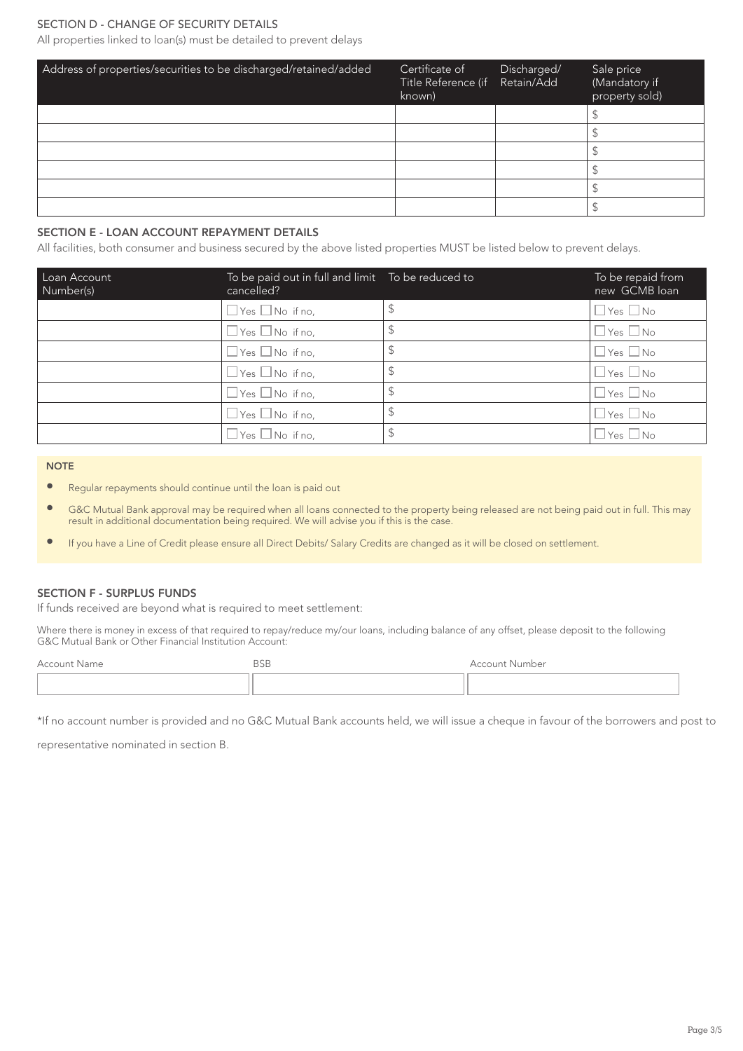## SECTION D - CHANGE OF SECURITY DETAILS

All properties linked to loan(s) must be detailed to prevent delays

| Address of properties/securities to be discharged/retained/added | Certificate of Title Reference (if known) | Discharged/ Retain/Add | Sale price (Mandatory if property sold) |
|---|---|---|---|
| | | | $ |
| | | | $ |
| | | | $ |
| | | | $ |
| | | | $ |
| | | | $ |

## SECTION E - LOAN ACCOUNT REPAYMENT DETAILS

All facilities, both consumer and business secured by the above listed properties MUST be listed below to prevent delays.

| Loan Account Number(s) | To be paid out in full and limit cancelled? | To be reduced to | To be repaid from new GCMB loan |
|---|---|---|---|
| | ☐ Yes ☐ No if no, | $ | ☐ Yes ☐ No |
| | ☐ Yes ☐ No if no, | $ | ☐ Yes ☐ No |
| | ☐ Yes ☐ No if no, | $ | ☐ Yes ☐ No |
| | ☐ Yes ☐ No if no, | $ | ☐ Yes ☐ No |
| | ☐ Yes ☐ No if no, | $ | ☐ Yes ☐ No |
| | ☐ Yes ☐ No if no, | $ | ☐ Yes ☐ No |
| | ☐ Yes ☐ No if no, | $ | ☐ Yes ☐ No |

**NOTE**

- Regular repayments should continue until the loan is paid out
- G&C Mutual Bank approval may be required when all loans connected to the property being released are not being paid out in full. This may result in additional documentation being required. We will advise you if this is the case.
- If you have a Line of Credit please ensure all Direct Debits/ Salary Credits are changed as it will be closed on settlement.

## SECTION F - SURPLUS FUNDS

If funds received are beyond what is required to meet settlement:

Where there is money in excess of that required to repay/reduce my/our loans, including balance of any offset, please deposit to the following G&C Mutual Bank or Other Financial Institution Account:

| Account Name | BSB | Account Number |
|---|---|---|
| | | |

*If no account number is provided and no G&C Mutual Bank accounts held, we will issue a cheque in favour of the borrowers and post to representative nominated in section B.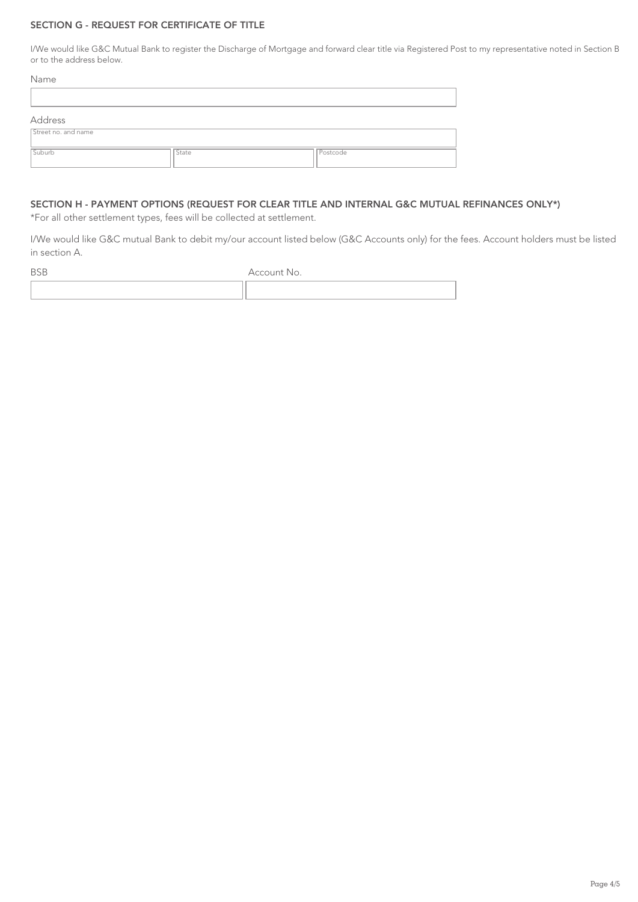## SECTION G - REQUEST FOR CERTIFICATE OF TITLE

I/We would like G&C Mutual Bank to register the Discharge of Mortgage and forward clear title via Registered Post to my representative noted in Section B or to the address below.

Name

| |
|---|
| |

Address

| Street no. and name | | |
|---|---|---|
| Suburb | State | Postcode |

## SECTION H - PAYMENT OPTIONS (REQUEST FOR CLEAR TITLE AND INTERNAL G&C MUTUAL REFINANCES ONLY*)

*For all other settlement types, fees will be collected at settlement.

I/We would like G&C mutual Bank to debit my/our account listed below (G&C Accounts only) for the fees. Account holders must be listed in section A.

| BSB | Account No. |
|---|---|
| | |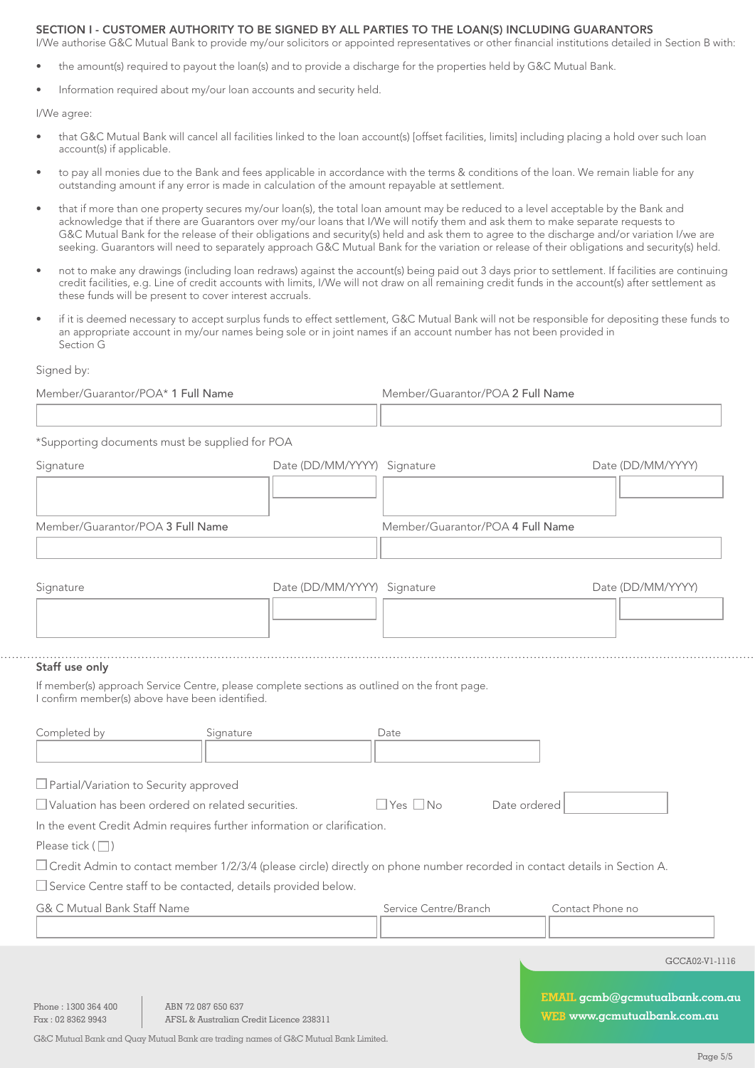## SECTION I - CUSTOMER AUTHORITY TO BE SIGNED BY ALL PARTIES TO THE LOAN(S) INCLUDING GUARANTORS

I/We authorise G&C Mutual Bank to provide my/our solicitors or appointed representatives or other financial institutions detailed in Section B with:

- the amount(s) required to payout the loan(s) and to provide a discharge for the properties held by G&C Mutual Bank.
- Information required about my/our loan accounts and security held.

I/We agree:

- that G&C Mutual Bank will cancel all facilities linked to the loan account(s) [offset facilities, limits] including placing a hold over such loan account(s) if applicable.
- to pay all monies due to the Bank and fees applicable in accordance with the terms & conditions of the loan. We remain liable for any outstanding amount if any error is made in calculation of the amount repayable at settlement.
- that if more than one property secures my/our loan(s), the total loan amount may be reduced to a level acceptable by the Bank and acknowledge that if there are Guarantors over my/our loans that I/We will notify them and ask them to make separate requests to G&C Mutual Bank for the release of their obligations and security(s) held and ask them to agree to the discharge and/or variation I/we are seeking. Guarantors will need to separately approach G&C Mutual Bank for the variation or release of their obligations and security(s) held.
- not to make any drawings (including loan redraws) against the account(s) being paid out 3 days prior to settlement. If facilities are continuing credit facilities, e.g. Line of credit accounts with limits, I/We will not draw on all remaining credit funds in the account(s) after settlement as these funds will be present to cover interest accruals.
- if it is deemed necessary to accept surplus funds to effect settlement, G&C Mutual Bank will not be responsible for depositing these funds to an appropriate account in my/our names being sole or in joint names if an account number has not been provided in Section G

Signed by:

| Member/Guarantor/POA* 1 Full Name | | Member/Guarantor/POA 2 Full Name | |
|---|---|---|---|
| | | | |
| Signature | Date (DD/MM/YYYY) | Signature | Date (DD/MM/YYYY) |
| | | | |

*Supporting documents must be supplied for POA

| Member/Guarantor/POA 3 Full Name | | Member/Guarantor/POA 4 Full Name | |
|---|---|---|---|
| | | | |
| Signature | Date (DD/MM/YYYY) | Signature | Date (DD/MM/YYYY) |
| | | | |

### Staff use only

If member(s) approach Service Centre, please complete sections as outlined on the front page.
I confirm member(s) above have been identified.

| Completed by | Signature | Date |
|---|---|---|
| | | |

☐ Partial/Variation to Security approved

☐ Valuation has been ordered on related securities. ☐ Yes ☐ No Date ordered

In the event Credit Admin requires further information or clarification.

Please tick (☐)

☐ Credit Admin to contact member 1/2/3/4 (please circle) directly on phone number recorded in contact details in Section A.

☐ Service Centre staff to be contacted, details provided below.

| G& C Mutual Bank Staff Name | Service Centre/Branch | Contact Phone no |
|---|---|---|
| | | |

GCCA02-V1-1116

Phone : 1300 364 400
Fax : 02 8362 9943

ABN 72 087 650 637
AFSL & Australian Credit Licence 238311

EMAIL gcmb@gcmutualbank.com.au
WEB www.gcmutualbank.com.au

G&C Mutual Bank and Quay Mutual Bank are trading names of G&C Mutual Bank Limited.